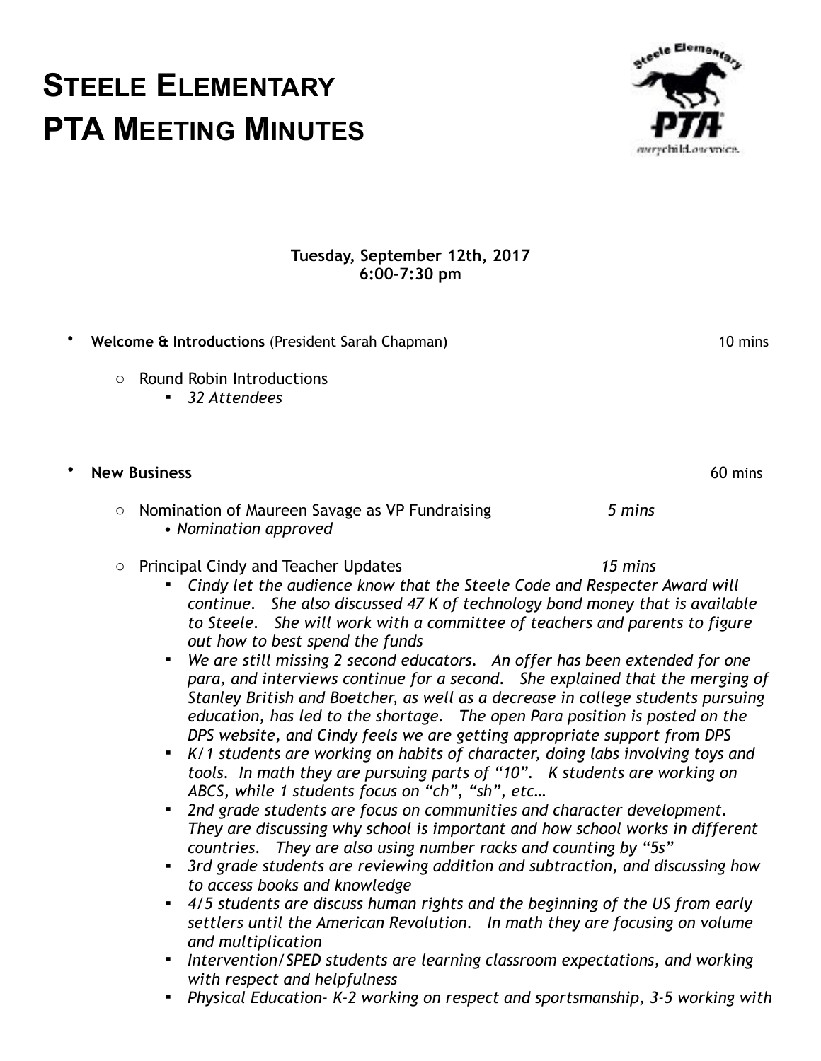# Steele Elementary PTA Meeting Minutes

**Tuesday, September 12th, 2017**
**6:00-7:30 pm**

- **Welcome & Introductions** (President Sarah Chapman) 10 mins
  - Round Robin Introductions
    - *32 Attendees*

- **New Business** 60 mins
  - Nomination of Maureen Savage as VP Fundraising *5 mins*
    - *Nomination approved*
  - Principal Cindy and Teacher Updates *15 mins*
    - *Cindy let the audience know that the Steele Code and Respecter Award will continue. She also discussed 47 K of technology bond money that is available to Steele. She will work with a committee of teachers and parents to figure out how to best spend the funds*
    - *We are still missing 2 second educators. An offer has been extended for one para, and interviews continue for a second. She explained that the merging of Stanley British and Boetcher, as well as a decrease in college students pursuing education, has led to the shortage. The open Para position is posted on the DPS website, and Cindy feels we are getting appropriate support from DPS*
    - *K/1 students are working on habits of character, doing labs involving toys and tools. In math they are pursuing parts of "10". K students are working on ABCS, while 1 students focus on "ch", "sh", etc…*
    - *2nd grade students are focus on communities and character development. They are discussing why school is important and how school works in different countries. They are also using number racks and counting by "5s"*
    - *3rd grade students are reviewing addition and subtraction, and discussing how to access books and knowledge*
    - *4/5 students are discuss human rights and the beginning of the US from early settlers until the American Revolution. In math they are focusing on volume and multiplication*
    - *Intervention/SPED students are learning classroom expectations, and working with respect and helpfulness*
    - *Physical Education- K-2 working on respect and sportsmanship, 3-5 working with*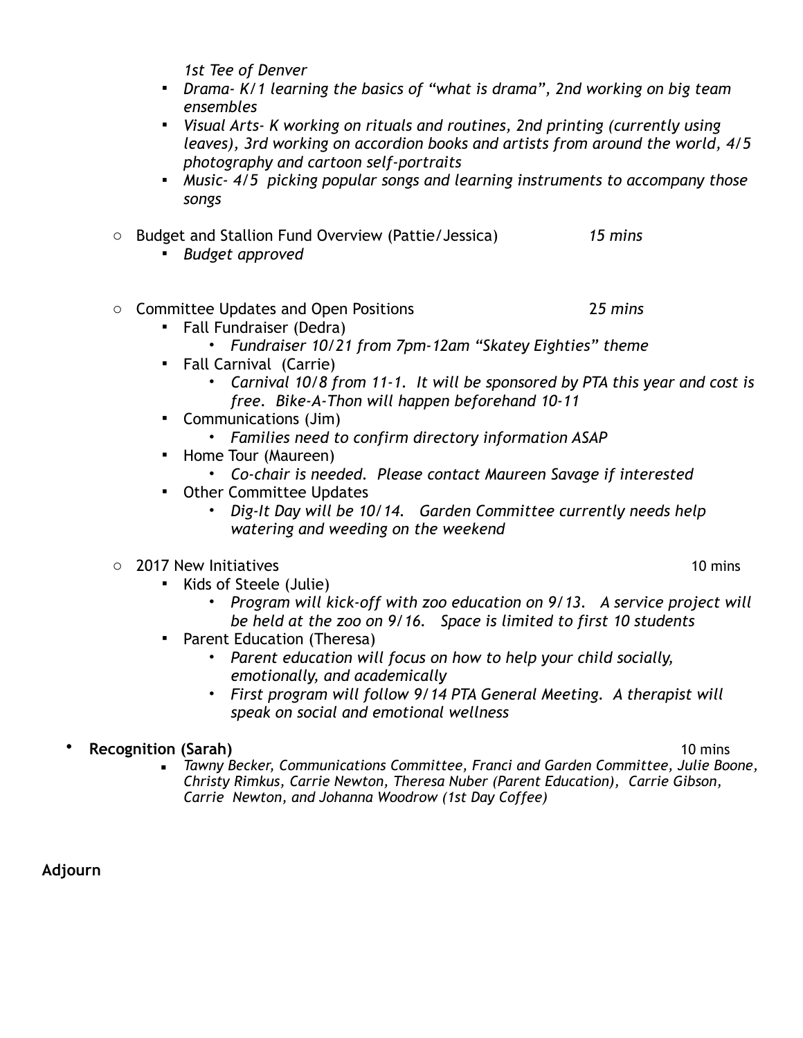*1st Tee of Denver*

- *Drama- K/1 learning the basics of "what is drama", 2nd working on big team ensembles*
- *Visual Arts- K working on rituals and routines, 2nd printing (currently using leaves), 3rd working on accordion books and artists from around the world, 4/5 photography and cartoon self-portraits*
- *Music- 4/5 picking popular songs and learning instruments to accompany those songs*

- Budget and Stallion Fund Overview (Pattie/Jessica) *15 mins*
  - *Budget approved*

- Committee Updates and Open Positions 2*5 mins*
  - Fall Fundraiser (Dedra)
    - *Fundraiser 10/21 from 7pm-12am "Skatey Eighties" theme*
  - Fall Carnival (Carrie)
    - *Carnival 10/8 from 11-1. It will be sponsored by PTA this year and cost is free. Bike-A-Thon will happen beforehand 10-11*
  - Communications (Jim)
    - *Families need to confirm directory information ASAP*
  - Home Tour (Maureen)
    - *Co-chair is needed. Please contact Maureen Savage if interested*
  - Other Committee Updates
    - *Dig-It Day will be 10/14. Garden Committee currently needs help watering and weeding on the weekend*

- 2017 New Initiatives 10 mins
  - Kids of Steele (Julie)
    - *Program will kick-off with zoo education on 9/13. A service project will be held at the zoo on 9/16. Space is limited to first 10 students*
  - Parent Education (Theresa)
    - *Parent education will focus on how to help your child socially, emotionally, and academically*
    - *First program will follow 9/14 PTA General Meeting. A therapist will speak on social and emotional wellness*

- **Recognition (Sarah)** 10 mins
  - *Tawny Becker, Communications Committee, Franci and Garden Committee, Julie Boone, Christy Rimkus, Carrie Newton, Theresa Nuber (Parent Education), Carrie Gibson, Carrie Newton, and Johanna Woodrow (1st Day Coffee)*

**Adjourn**